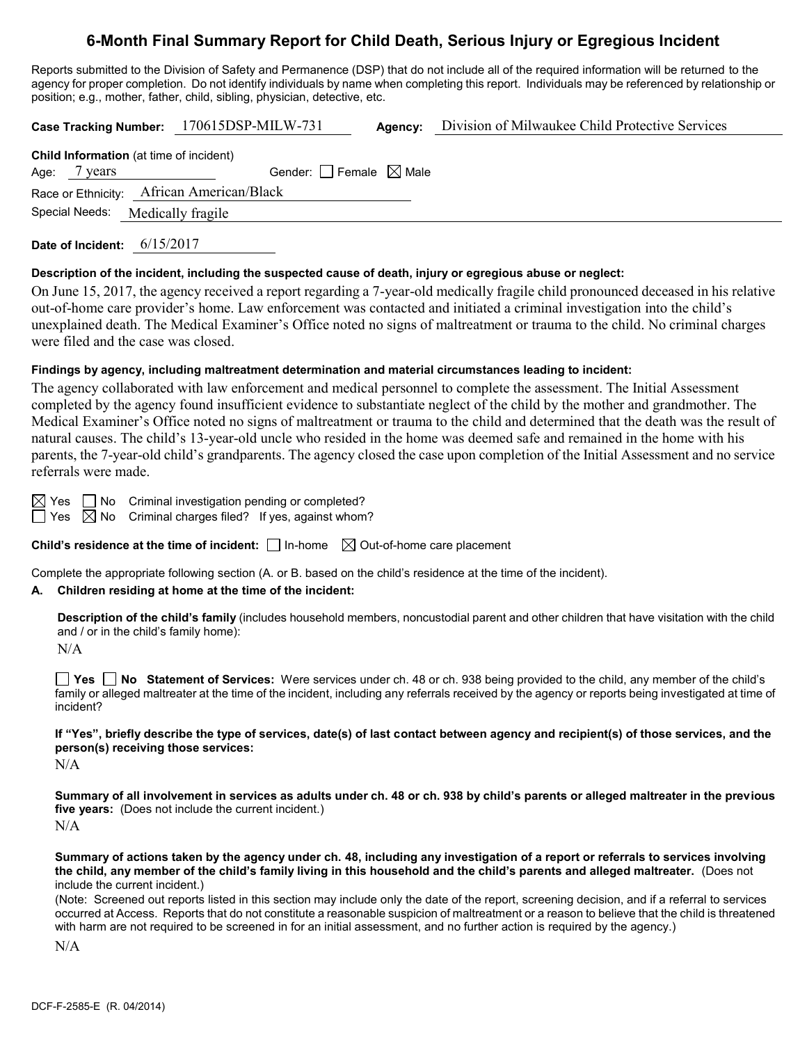# 6-Month Final Summary Report for Child Death, Serious Injury or Egregious Incident

Reports submitted to the Division of Safety and Permanence (DSP) that do not include all of the required information will be returned to the agency for proper completion. Do not identify individuals by name when completing this report. Individuals may be referenced by relationship or position; e.g., mother, father, child, sibling, physician, detective, etc.

**Case Tracking Number:** 170615DSP-MILW-731 **Agency:** Division of Milwaukee Child Protective Services

**Child Information** (at time of incident)

Age: 7 years Gender: ☐ Female ☒ Male

Race or Ethnicity: African American/Black

Special Needs: Medically fragile

**Date of Incident:** 6/15/2017

**Description of the incident, including the suspected cause of death, injury or egregious abuse or neglect:**

On June 15, 2017, the agency received a report regarding a 7-year-old medically fragile child pronounced deceased in his relative out-of-home care provider's home. Law enforcement was contacted and initiated a criminal investigation into the child's unexplained death. The Medical Examiner's Office noted no signs of maltreatment or trauma to the child. No criminal charges were filed and the case was closed.

**Findings by agency, including maltreatment determination and material circumstances leading to incident:**

The agency collaborated with law enforcement and medical personnel to complete the assessment. The Initial Assessment completed by the agency found insufficient evidence to substantiate neglect of the child by the mother and grandmother. The Medical Examiner's Office noted no signs of maltreatment or trauma to the child and determined that the death was the result of natural causes. The child's 13-year-old uncle who resided in the home was deemed safe and remained in the home with his parents, the 7-year-old child's grandparents. The agency closed the case upon completion of the Initial Assessment and no service referrals were made.

☒ Yes ☐ No Criminal investigation pending or completed?

☐ Yes ☒ No Criminal charges filed? If yes, against whom?

**Child's residence at the time of incident:** ☐ In-home ☒ Out-of-home care placement

Complete the appropriate following section (A. or B. based on the child's residence at the time of the incident).

**A. Children residing at home at the time of the incident:**

**Description of the child's family** (includes household members, noncustodial parent and other children that have visitation with the child and / or in the child's family home):

N/A

☐ **Yes** ☐ **No Statement of Services:** Were services under ch. 48 or ch. 938 being provided to the child, any member of the child's family or alleged maltreater at the time of the incident, including any referrals received by the agency or reports being investigated at time of incident?

**If "Yes", briefly describe the type of services, date(s) of last contact between agency and recipient(s) of those services, and the person(s) receiving those services:**

N/A

**Summary of all involvement in services as adults under ch. 48 or ch. 938 by child's parents or alleged maltreater in the previous five years:** (Does not include the current incident.)

N/A

**Summary of actions taken by the agency under ch. 48, including any investigation of a report or referrals to services involving the child, any member of the child's family living in this household and the child's parents and alleged maltreater.** (Does not include the current incident.)

(Note: Screened out reports listed in this section may include only the date of the report, screening decision, and if a referral to services occurred at Access. Reports that do not constitute a reasonable suspicion of maltreatment or a reason to believe that the child is threatened with harm are not required to be screened in for an initial assessment, and no further action is required by the agency.)

N/A

DCF-F-2585-E (R. 04/2014)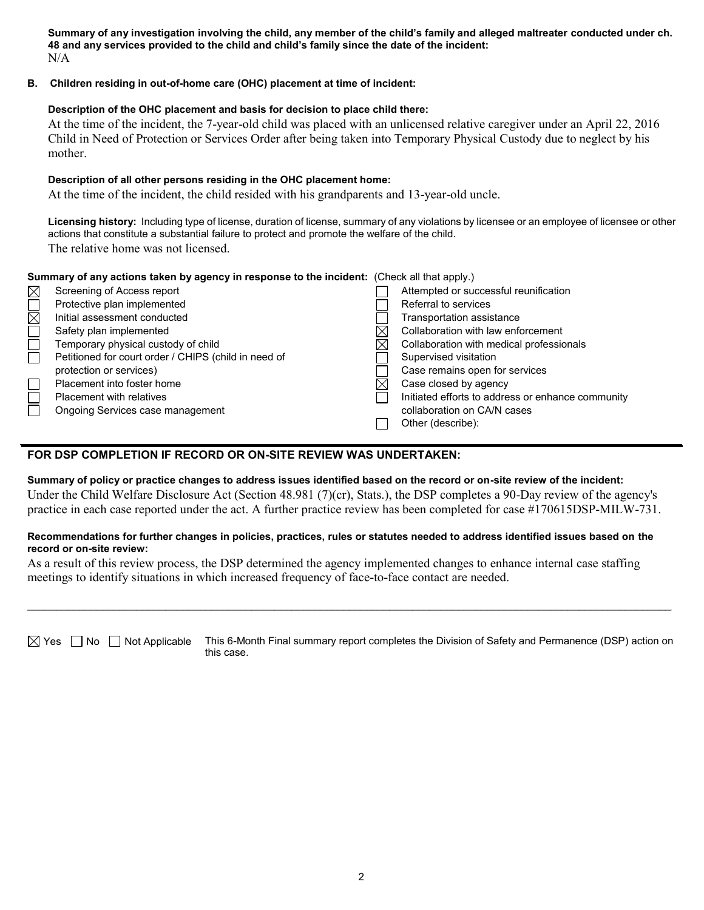**Summary of any investigation involving the child, any member of the child's family and alleged maltreater conducted under ch. 48 and any services provided to the child and child's family since the date of the incident:**
N/A

**B. Children residing in out-of-home care (OHC) placement at time of incident:**

**Description of the OHC placement and basis for decision to place child there:**
At the time of the incident, the 7-year-old child was placed with an unlicensed relative caregiver under an April 22, 2016 Child in Need of Protection or Services Order after being taken into Temporary Physical Custody due to neglect by his mother.

**Description of all other persons residing in the OHC placement home:**
At the time of the incident, the child resided with his grandparents and 13-year-old uncle.

**Licensing history:** Including type of license, duration of license, summary of any violations by licensee or an employee of licensee or other actions that constitute a substantial failure to protect and promote the welfare of the child.
The relative home was not licensed.

**Summary of any actions taken by agency in response to the incident:** (Check all that apply.)

- ☒ Screening of Access report
- ☐ Protective plan implemented
- ☒ Initial assessment conducted
- ☐ Safety plan implemented
- ☐ Temporary physical custody of child
- ☐ Petitioned for court order / CHIPS (child in need of protection or services)
- ☐ Placement into foster home
- ☐ Placement with relatives
- ☐ Ongoing Services case management
- ☐ Attempted or successful reunification
- ☐ Referral to services
- ☐ Transportation assistance
- ☒ Collaboration with law enforcement
- ☒ Collaboration with medical professionals
- ☐ Supervised visitation
- ☐ Case remains open for services
- ☒ Case closed by agency
- ☐ Initiated efforts to address or enhance community collaboration on CA/N cases
- ☐ Other (describe):

## FOR DSP COMPLETION IF RECORD OR ON-SITE REVIEW WAS UNDERTAKEN:

**Summary of policy or practice changes to address issues identified based on the record or on-site review of the incident:**
Under the Child Welfare Disclosure Act (Section 48.981 (7)(cr), Stats.), the DSP completes a 90-Day review of the agency's practice in each case reported under the act. A further practice review has been completed for case #170615DSP-MILW-731.

**Recommendations for further changes in policies, practices, rules or statutes needed to address identified issues based on the record or on-site review:**
As a result of this review process, the DSP determined the agency implemented changes to enhance internal case staffing meetings to identify situations in which increased frequency of face-to-face contact are needed.

---

☒ Yes ☐ No ☐ Not Applicable This 6-Month Final summary report completes the Division of Safety and Permanence (DSP) action on this case.